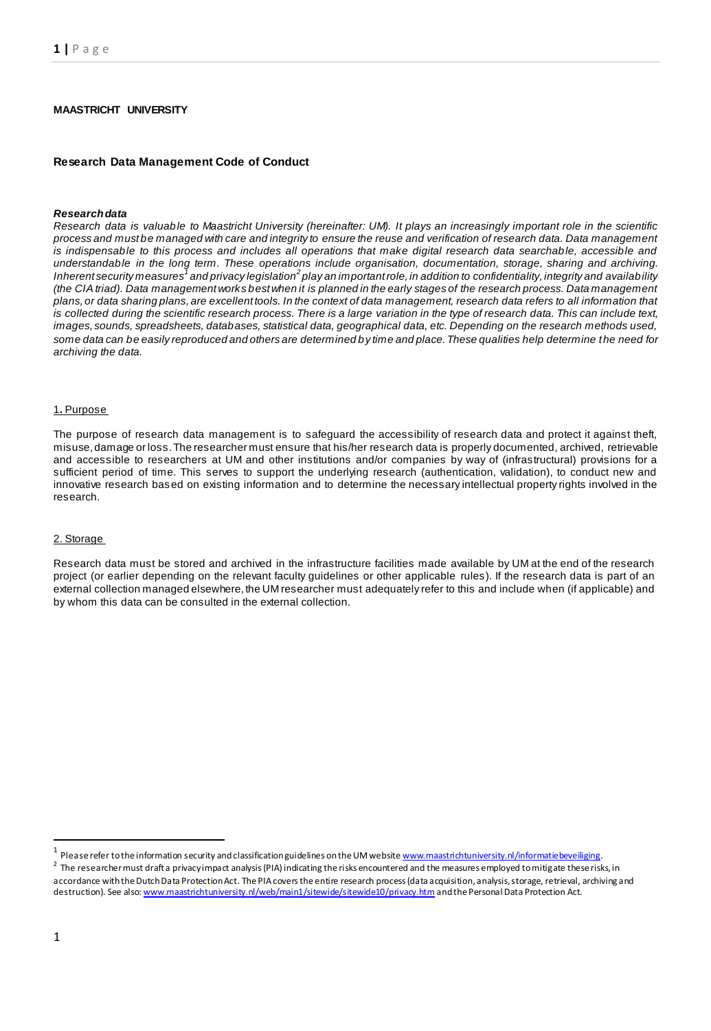**MAASTRICHT UNIVERSITY**

## Research Data Management Code of Conduct

***Research data***

*Research data is valuable to Maastricht University (hereinafter: UM). It plays an increasingly important role in the scientific process and must be managed with care and integrity to ensure the reuse and verification of research data. Data management is indispensable to this process and includes all operations that make digital research data searchable, accessible and understandable in the long term. These operations include organisation, documentation, storage, sharing and archiving. Inherent security measures[1] and privacy legislation[2] play an important role, in addition to confidentiality, integrity and availability (the CIA triad). Data management works best when it is planned in the early stages of the research process. Data management plans, or data sharing plans, are excellent tools. In the context of data management, research data refers to all information that is collected during the scientific research process. There is a large variation in the type of research data. This can include text, images, sounds, spreadsheets, databases, statistical data, geographical data, etc. Depending on the research methods used, some data can be easily reproduced and others are determined by time and place. These qualities help determine the need for archiving the data.*

### 1. Purpose

The purpose of research data management is to safeguard the accessibility of research data and protect it against theft, misuse, damage or loss. The researcher must ensure that his/her research data is properly documented, archived, retrievable and accessible to researchers at UM and other institutions and/or companies by way of (infrastructural) provisions for a sufficient period of time. This serves to support the underlying research (authentication, validation), to conduct new and innovative research based on existing information and to determine the necessary intellectual property rights involved in the research.

### 2. Storage

Research data must be stored and archived in the infrastructure facilities made available by UM at the end of the research project (or earlier depending on the relevant faculty guidelines or other applicable rules). If the research data is part of an external collection managed elsewhere, the UM researcher must adequately refer to this and include when (if applicable) and by whom this data can be consulted in the external collection.

---

[1] Please refer to the information security and classification guidelines on the UM website www.maastrichtuniversity.nl/informatiebeveiliging.

[2] The researcher must draft a privacy impact analysis (PIA) indicating the risks encountered and the measures employed to mitigate these risks, in accordance with the Dutch Data Protection Act. The PIA covers the entire research process (data acquisition, analysis, storage, retrieval, archiving and destruction). See also: www.maastrichtuniversity.nl/web/main1/sitewide/sitewide10/privacy.htm and the Personal Data Protection Act.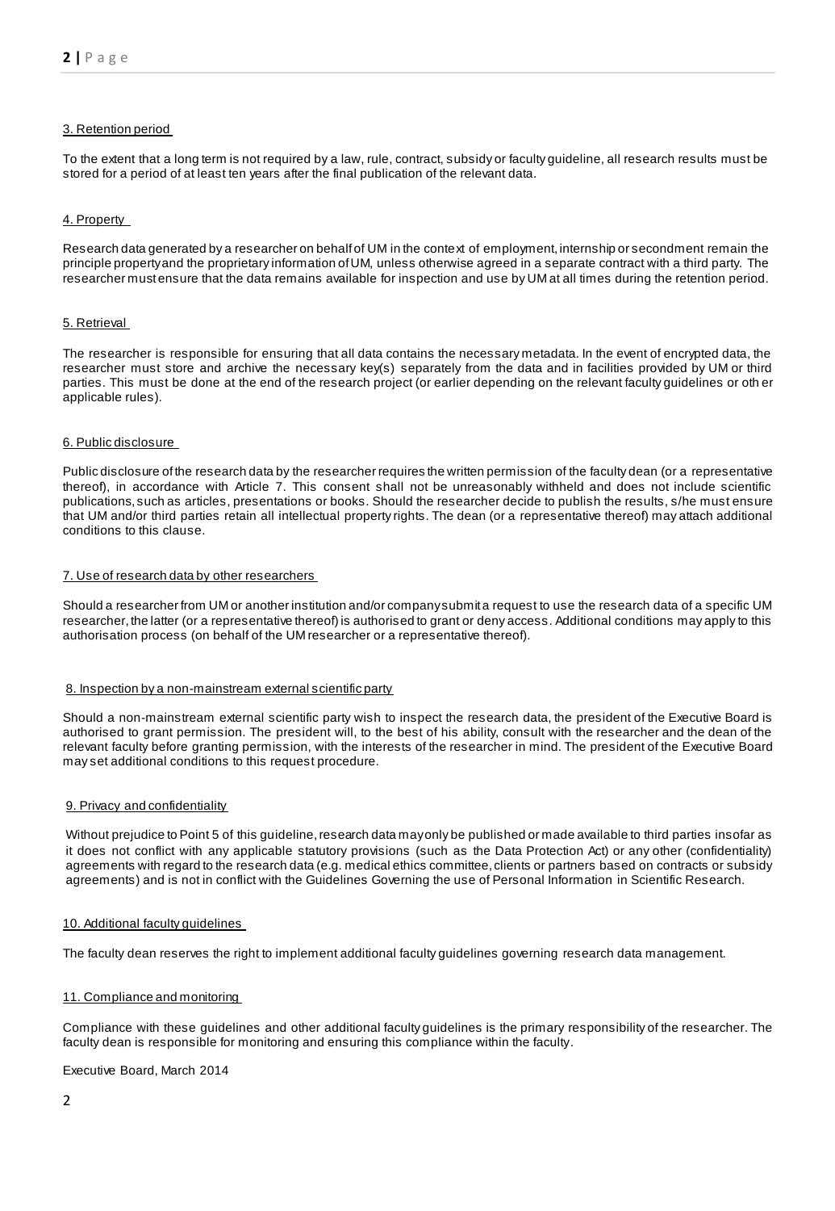## 3. Retention period

To the extent that a long term is not required by a law, rule, contract, subsidy or faculty guideline, all research results must be stored for a period of at least ten years after the final publication of the relevant data.

## 4. Property

Research data generated by a researcher on behalf of UM in the context of employment, internship or secondment remain the principle property and the proprietary information of UM, unless otherwise agreed in a separate contract with a third party. The researcher must ensure that the data remains available for inspection and use by UM at all times during the retention period.

## 5. Retrieval

The researcher is responsible for ensuring that all data contains the necessary metadata. In the event of encrypted data, the researcher must store and archive the necessary key(s) separately from the data and in facilities provided by UM or third parties. This must be done at the end of the research project (or earlier depending on the relevant faculty guidelines or other applicable rules).

## 6. Public disclosure

Public disclosure of the research data by the researcher requires the written permission of the faculty dean (or a representative thereof), in accordance with Article 7. This consent shall not be unreasonably withheld and does not include scientific publications, such as articles, presentations or books. Should the researcher decide to publish the results, s/he must ensure that UM and/or third parties retain all intellectual property rights. The dean (or a representative thereof) may attach additional conditions to this clause.

## 7. Use of research data by other researchers

Should a researcher from UM or another institution and/or company submit a request to use the research data of a specific UM researcher, the latter (or a representative thereof) is authorised to grant or deny access. Additional conditions may apply to this authorisation process (on behalf of the UM researcher or a representative thereof).

## 8. Inspection by a non-mainstream external scientific party

Should a non-mainstream external scientific party wish to inspect the research data, the president of the Executive Board is authorised to grant permission. The president will, to the best of his ability, consult with the researcher and the dean of the relevant faculty before granting permission, with the interests of the researcher in mind. The president of the Executive Board may set additional conditions to this request procedure.

## 9. Privacy and confidentiality

Without prejudice to Point 5 of this guideline, research data may only be published or made available to third parties insofar as it does not conflict with any applicable statutory provisions (such as the Data Protection Act) or any other (confidentiality) agreements with regard to the research data (e.g. medical ethics committee, clients or partners based on contracts or subsidy agreements) and is not in conflict with the Guidelines Governing the use of Personal Information in Scientific Research.

## 10. Additional faculty guidelines

The faculty dean reserves the right to implement additional faculty guidelines governing research data management.

## 11. Compliance and monitoring

Compliance with these guidelines and other additional faculty guidelines is the primary responsibility of the researcher. The faculty dean is responsible for monitoring and ensuring this compliance within the faculty.

Executive Board, March 2014